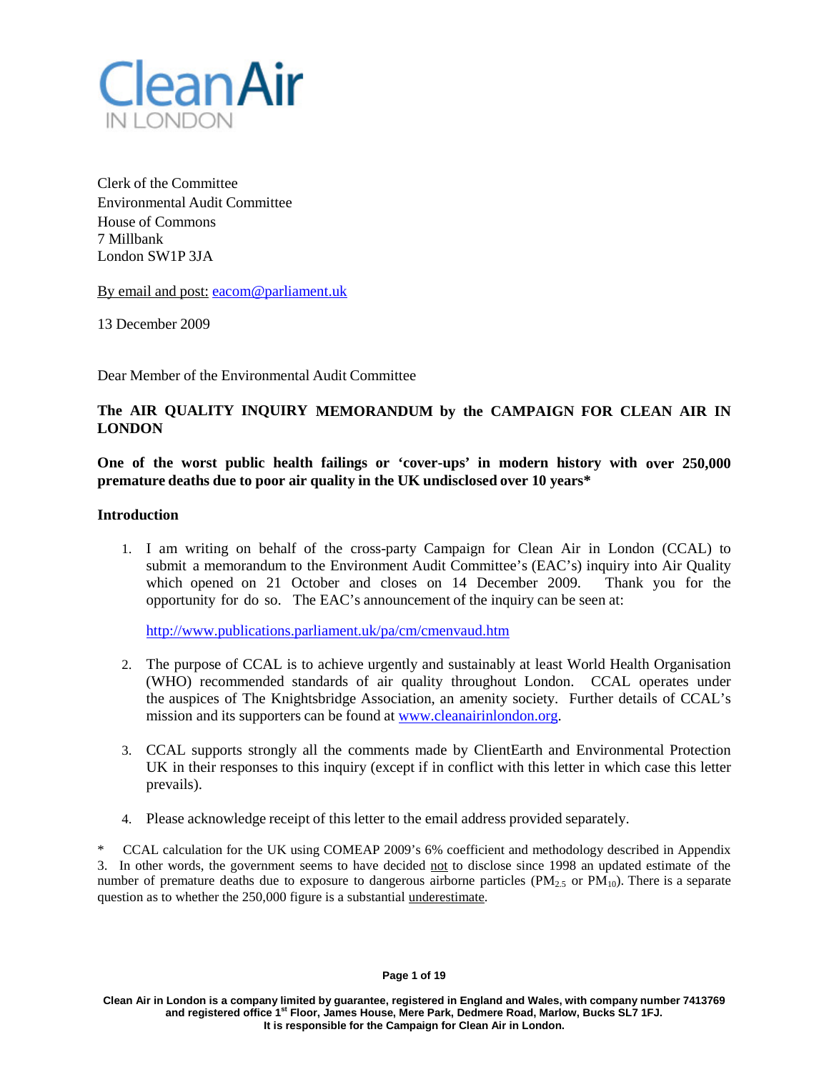Clean Air
IN LONDON

Clerk of the Committee
Environmental Audit Committee
House of Commons
7 Millbank
London SW1P 3JA

By email and post: eacom@parliament.uk

13 December 2009

Dear Member of the Environmental Audit Committee

**The AIR QUALITY INQUIRY MEMORANDUM by the CAMPAIGN FOR CLEAN AIR IN LONDON**

**One of the worst public health failings or 'cover-ups' in modern history with over 250,000 premature deaths due to poor air quality in the UK undisclosed over 10 years***

**Introduction**

1. I am writing on behalf of the cross-party Campaign for Clean Air in London (CCAL) to submit a memorandum to the Environment Audit Committee's (EAC's) inquiry into Air Quality which opened on 21 October and closes on 14 December 2009. Thank you for the opportunity for do so. The EAC's announcement of the inquiry can be seen at:

   http://www.publications.parliament.uk/pa/cm/cmenvaud.htm

2. The purpose of CCAL is to achieve urgently and sustainably at least World Health Organisation (WHO) recommended standards of air quality throughout London. CCAL operates under the auspices of The Knightsbridge Association, an amenity society. Further details of CCAL's mission and its supporters can be found at www.cleanairinlondon.org.

3. CCAL supports strongly all the comments made by ClientEarth and Environmental Protection UK in their responses to this inquiry (except if in conflict with this letter in which case this letter prevails).

4. Please acknowledge receipt of this letter to the email address provided separately.

\* CCAL calculation for the UK using COMEAP 2009's 6% coefficient and methodology described in Appendix 3. In other words, the government seems to have decided not to disclose since 1998 an updated estimate of the number of premature deaths due to exposure to dangerous airborne particles ($PM_{2.5}$ or $PM_{10}$). There is a separate question as to whether the 250,000 figure is a substantial underestimate.

Clean Air in London is a company limited by guarantee, registered in England and Wales, with company number 7413769 and registered office 1st Floor, James House, Mere Park, Dedmere Road, Marlow, Bucks SL7 1FJ. It is responsible for the Campaign for Clean Air in London.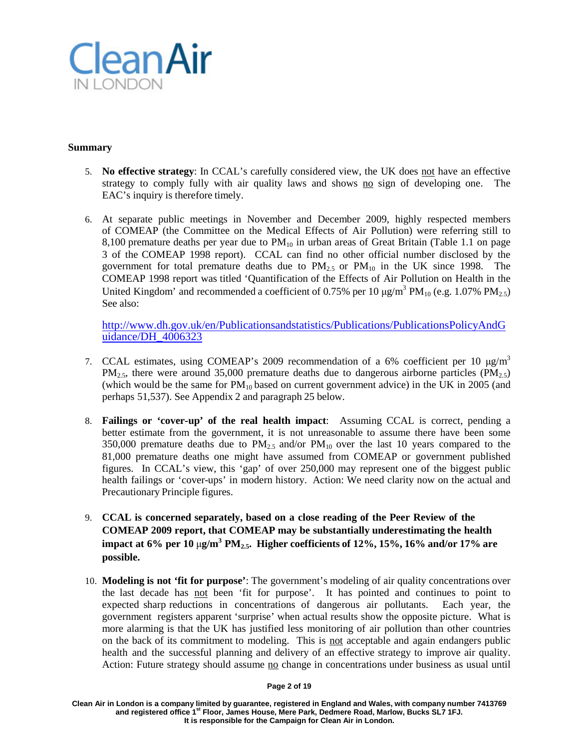**Summary**

5. **No effective strategy**: In CCAL's carefully considered view, the UK does not have an effective strategy to comply fully with air quality laws and shows no sign of developing one. The EAC's inquiry is therefore timely.

6. At separate public meetings in November and December 2009, highly respected members of COMEAP (the Committee on the Medical Effects of Air Pollution) were referring still to 8,100 premature deaths per year due to $PM_{10}$ in urban areas of Great Britain (Table 1.1 on page 3 of the COMEAP 1998 report). CCAL can find no other official number disclosed by the government for total premature deaths due to $PM_{2.5}$ or $PM_{10}$ in the UK since 1998. The COMEAP 1998 report was titled 'Quantification of the Effects of Air Pollution on Health in the United Kingdom' and recommended a coefficient of 0.75% per 10 $\mu g/m^3$ $PM_{10}$ (e.g. 1.07% $PM_{2.5}$) See also:

   http://www.dh.gov.uk/en/Publicationsandstatistics/Publications/PublicationsPolicyAndGuidance/DH_4006323

7. CCAL estimates, using COMEAP's 2009 recommendation of a 6% coefficient per 10 $\mu g/m^3$ $PM_{2.5}$, there were around 35,000 premature deaths due to dangerous airborne particles ($PM_{2.5}$) (which would be the same for $PM_{10}$ based on current government advice) in the UK in 2005 (and perhaps 51,537). See Appendix 2 and paragraph 25 below.

8. **Failings or 'cover-up' of the real health impact**: Assuming CCAL is correct, pending a better estimate from the government, it is not unreasonable to assume there have been some 350,000 premature deaths due to $PM_{2.5}$ and/or $PM_{10}$ over the last 10 years compared to the 81,000 premature deaths one might have assumed from COMEAP or government published figures. In CCAL's view, this 'gap' of over 250,000 may represent one of the biggest public health failings or 'cover-ups' in modern history. Action: We need clarity now on the actual and Precautionary Principle figures.

9. **CCAL is concerned separately, based on a close reading of the Peer Review of the COMEAP 2009 report, that COMEAP may be substantially underestimating the health impact at 6% per 10 $\mu g/m^3$ $PM_{2.5}$. Higher coefficients of 12%, 15%, 16% and/or 17% are possible.**

10. **Modeling is not 'fit for purpose'**: The government's modeling of air quality concentrations over the last decade has not been 'fit for purpose'. It has pointed and continues to point to expected sharp reductions in concentrations of dangerous air pollutants. Each year, the government registers apparent 'surprise' when actual results show the opposite picture. What is more alarming is that the UK has justified less monitoring of air pollution than other countries on the back of its commitment to modeling. This is not acceptable and again endangers public health and the successful planning and delivery of an effective strategy to improve air quality. Action: Future strategy should assume no change in concentrations under business as usual until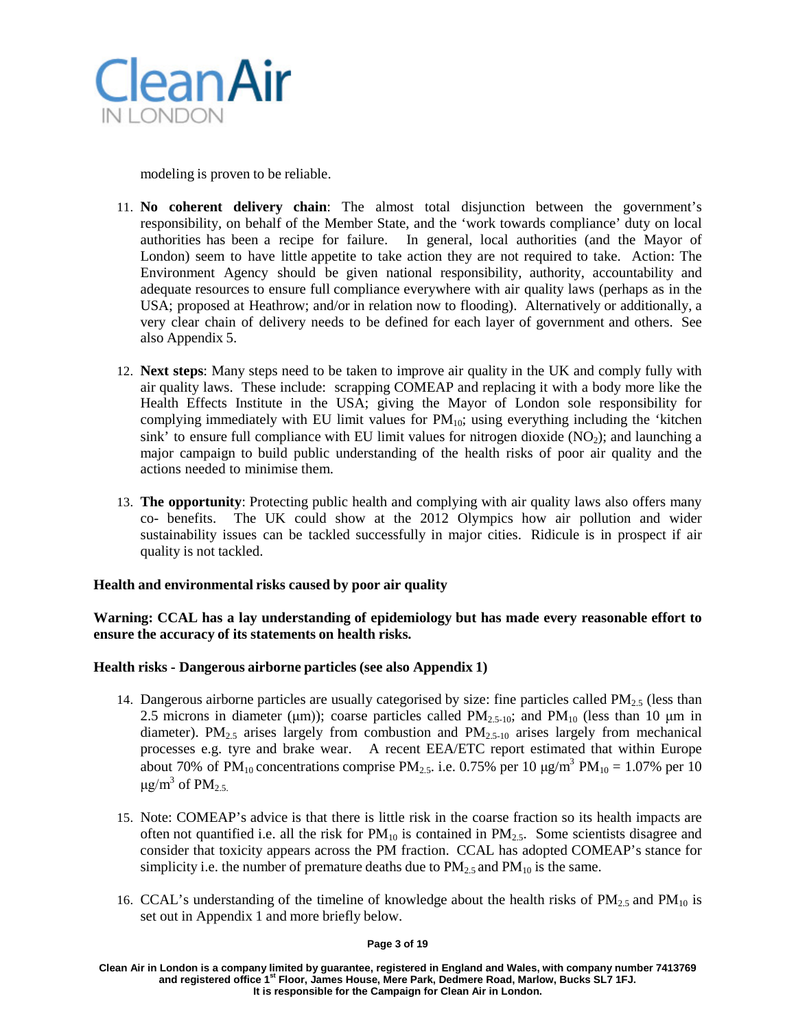modeling is proven to be reliable.

11. **No coherent delivery chain**: The almost total disjunction between the government's responsibility, on behalf of the Member State, and the 'work towards compliance' duty on local authorities has been a recipe for failure. In general, local authorities (and the Mayor of London) seem to have little appetite to take action they are not required to take. Action: The Environment Agency should be given national responsibility, authority, accountability and adequate resources to ensure full compliance everywhere with air quality laws (perhaps as in the USA; proposed at Heathrow; and/or in relation now to flooding). Alternatively or additionally, a very clear chain of delivery needs to be defined for each layer of government and others. See also Appendix 5.

12. **Next steps**: Many steps need to be taken to improve air quality in the UK and comply fully with air quality laws. These include: scrapping COMEAP and replacing it with a body more like the Health Effects Institute in the USA; giving the Mayor of London sole responsibility for complying immediately with EU limit values for $PM_{10}$; using everything including the 'kitchen sink' to ensure full compliance with EU limit values for nitrogen dioxide ($NO_2$); and launching a major campaign to build public understanding of the health risks of poor air quality and the actions needed to minimise them.

13. **The opportunity**: Protecting public health and complying with air quality laws also offers many co- benefits. The UK could show at the 2012 Olympics how air pollution and wider sustainability issues can be tackled successfully in major cities. Ridicule is in prospect if air quality is not tackled.

**Health and environmental risks caused by poor air quality**

**Warning: CCAL has a lay understanding of epidemiology but has made every reasonable effort to ensure the accuracy of its statements on health risks.**

**Health risks - Dangerous airborne particles (see also Appendix 1)**

14. Dangerous airborne particles are usually categorised by size: fine particles called $PM_{2.5}$ (less than 2.5 microns in diameter (μm)); coarse particles called $PM_{2.5\text{-}10}$; and $PM_{10}$ (less than 10 μm in diameter). $PM_{2.5}$ arises largely from combustion and $PM_{2.5\text{-}10}$ arises largely from mechanical processes e.g. tyre and brake wear. A recent EEA/ETC report estimated that within Europe about 70% of $PM_{10}$ concentrations comprise $PM_{2.5}$. i.e. 0.75% per 10 μg/m$^3$ $PM_{10}$ = 1.07% per 10 μg/m$^3$ of $PM_{2.5}$.

15. Note: COMEAP's advice is that there is little risk in the coarse fraction so its health impacts are often not quantified i.e. all the risk for $PM_{10}$ is contained in $PM_{2.5}$. Some scientists disagree and consider that toxicity appears across the PM fraction. CCAL has adopted COMEAP's stance for simplicity i.e. the number of premature deaths due to $PM_{2.5}$ and $PM_{10}$ is the same.

16. CCAL's understanding of the timeline of knowledge about the health risks of $PM_{2.5}$ and $PM_{10}$ is set out in Appendix 1 and more briefly below.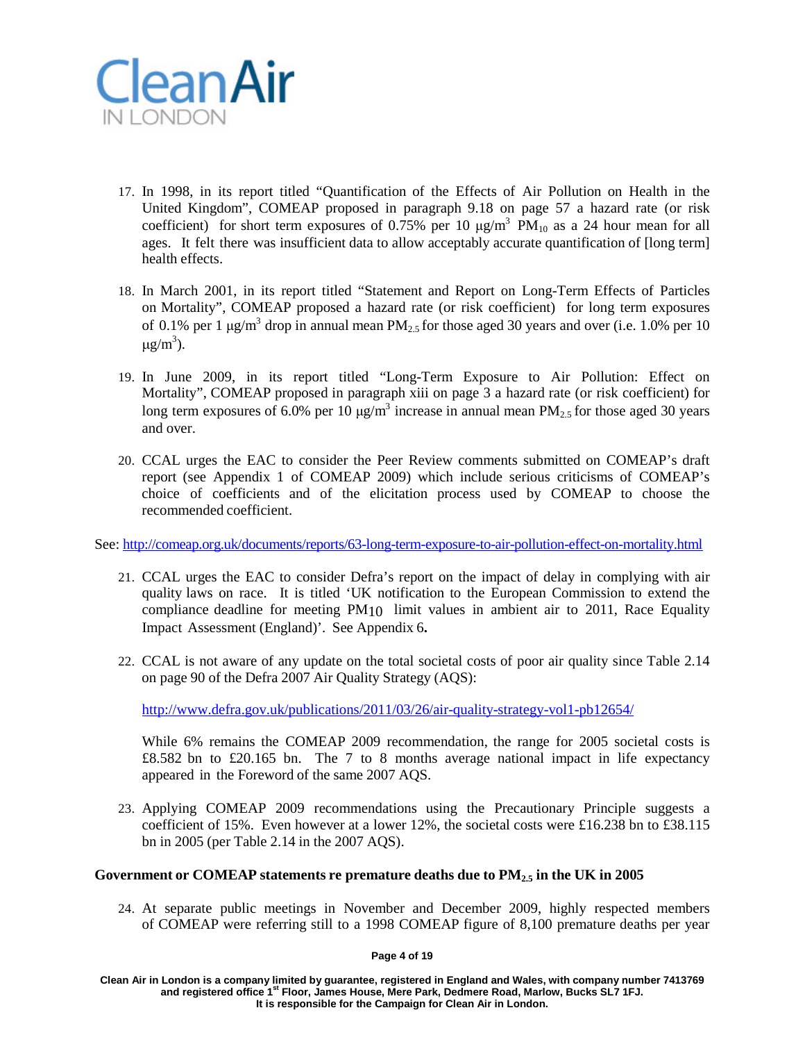17. In 1998, in its report titled "Quantification of the Effects of Air Pollution on Health in the United Kingdom", COMEAP proposed in paragraph 9.18 on page 57 a hazard rate (or risk coefficient) for short term exposures of 0.75% per 10 $\mu g/m^3$ $PM_{10}$ as a 24 hour mean for all ages. It felt there was insufficient data to allow acceptably accurate quantification of [long term] health effects.

18. In March 2001, in its report titled "Statement and Report on Long-Term Effects of Particles on Mortality", COMEAP proposed a hazard rate (or risk coefficient) for long term exposures of 0.1% per 1 $\mu g/m^3$ drop in annual mean $PM_{2.5}$ for those aged 30 years and over (i.e. 1.0% per 10 $\mu g/m^3$).

19. In June 2009, in its report titled "Long-Term Exposure to Air Pollution: Effect on Mortality", COMEAP proposed in paragraph xiii on page 3 a hazard rate (or risk coefficient) for long term exposures of 6.0% per 10 $\mu g/m^3$ increase in annual mean $PM_{2.5}$ for those aged 30 years and over.

20. CCAL urges the EAC to consider the Peer Review comments submitted on COMEAP's draft report (see Appendix 1 of COMEAP 2009) which include serious criticisms of COMEAP's choice of coefficients and of the elicitation process used by COMEAP to choose the recommended coefficient.

See: http://comeap.org.uk/documents/reports/63-long-term-exposure-to-air-pollution-effect-on-mortality.html

21. CCAL urges the EAC to consider Defra's report on the impact of delay in complying with air quality laws on race. It is titled 'UK notification to the European Commission to extend the compliance deadline for meeting $PM_{10}$ limit values in ambient air to 2011, Race Equality Impact Assessment (England)'. See Appendix 6**.**

22. CCAL is not aware of any update on the total societal costs of poor air quality since Table 2.14 on page 90 of the Defra 2007 Air Quality Strategy (AQS):

    http://www.defra.gov.uk/publications/2011/03/26/air-quality-strategy-vol1-pb12654/

    While 6% remains the COMEAP 2009 recommendation, the range for 2005 societal costs is £8.582 bn to £20.165 bn. The 7 to 8 months average national impact in life expectancy appeared in the Foreword of the same 2007 AQS.

23. Applying COMEAP 2009 recommendations using the Precautionary Principle suggests a coefficient of 15%. Even however at a lower 12%, the societal costs were £16.238 bn to £38.115 bn in 2005 (per Table 2.14 in the 2007 AQS).

**Government or COMEAP statements re premature deaths due to $PM_{2.5}$ in the UK in 2005**

24. At separate public meetings in November and December 2009, highly respected members of COMEAP were referring still to a 1998 COMEAP figure of 8,100 premature deaths per year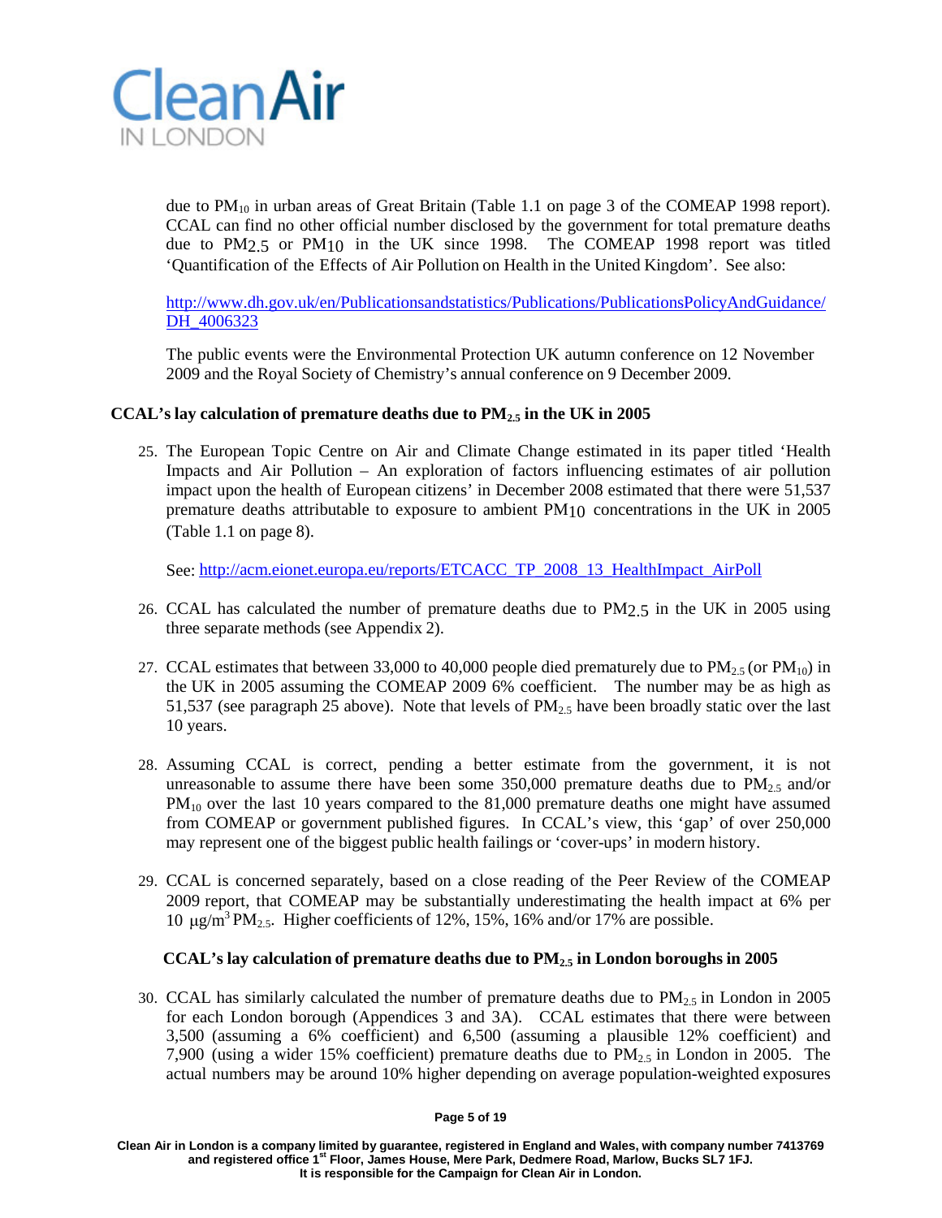due to $PM_{10}$ in urban areas of Great Britain (Table 1.1 on page 3 of the COMEAP 1998 report). CCAL can find no other official number disclosed by the government for total premature deaths due to $PM_{2.5}$ or $PM_{10}$ in the UK since 1998. The COMEAP 1998 report was titled 'Quantification of the Effects of Air Pollution on Health in the United Kingdom'. See also:

http://www.dh.gov.uk/en/Publicationsandstatistics/Publications/PublicationsPolicyAndGuidance/DH_4006323

The public events were the Environmental Protection UK autumn conference on 12 November 2009 and the Royal Society of Chemistry's annual conference on 9 December 2009.

### CCAL's lay calculation of premature deaths due to $PM_{2.5}$ in the UK in 2005

25. The European Topic Centre on Air and Climate Change estimated in its paper titled 'Health Impacts and Air Pollution – An exploration of factors influencing estimates of air pollution impact upon the health of European citizens' in December 2008 estimated that there were 51,537 premature deaths attributable to exposure to ambient $PM_{10}$ concentrations in the UK in 2005 (Table 1.1 on page 8).

    See: http://acm.eionet.europa.eu/reports/ETCACC_TP_2008_13_HealthImpact_AirPoll

26. CCAL has calculated the number of premature deaths due to $PM_{2.5}$ in the UK in 2005 using three separate methods (see Appendix 2).

27. CCAL estimates that between 33,000 to 40,000 people died prematurely due to $PM_{2.5}$ (or $PM_{10}$) in the UK in 2005 assuming the COMEAP 2009 6% coefficient. The number may be as high as 51,537 (see paragraph 25 above). Note that levels of $PM_{2.5}$ have been broadly static over the last 10 years.

28. Assuming CCAL is correct, pending a better estimate from the government, it is not unreasonable to assume there have been some 350,000 premature deaths due to $PM_{2.5}$ and/or $PM_{10}$ over the last 10 years compared to the 81,000 premature deaths one might have assumed from COMEAP or government published figures. In CCAL's view, this 'gap' of over 250,000 may represent one of the biggest public health failings or 'cover-ups' in modern history.

29. CCAL is concerned separately, based on a close reading of the Peer Review of the COMEAP 2009 report, that COMEAP may be substantially underestimating the health impact at 6% per 10 $\mu g/m^3$ $PM_{2.5}$. Higher coefficients of 12%, 15%, 16% and/or 17% are possible.

### CCAL's lay calculation of premature deaths due to $PM_{2.5}$ in London boroughs in 2005

30. CCAL has similarly calculated the number of premature deaths due to $PM_{2.5}$ in London in 2005 for each London borough (Appendices 3 and 3A). CCAL estimates that there were between 3,500 (assuming a 6% coefficient) and 6,500 (assuming a plausible 12% coefficient) and 7,900 (using a wider 15% coefficient) premature deaths due to $PM_{2.5}$ in London in 2005. The actual numbers may be around 10% higher depending on average population-weighted exposures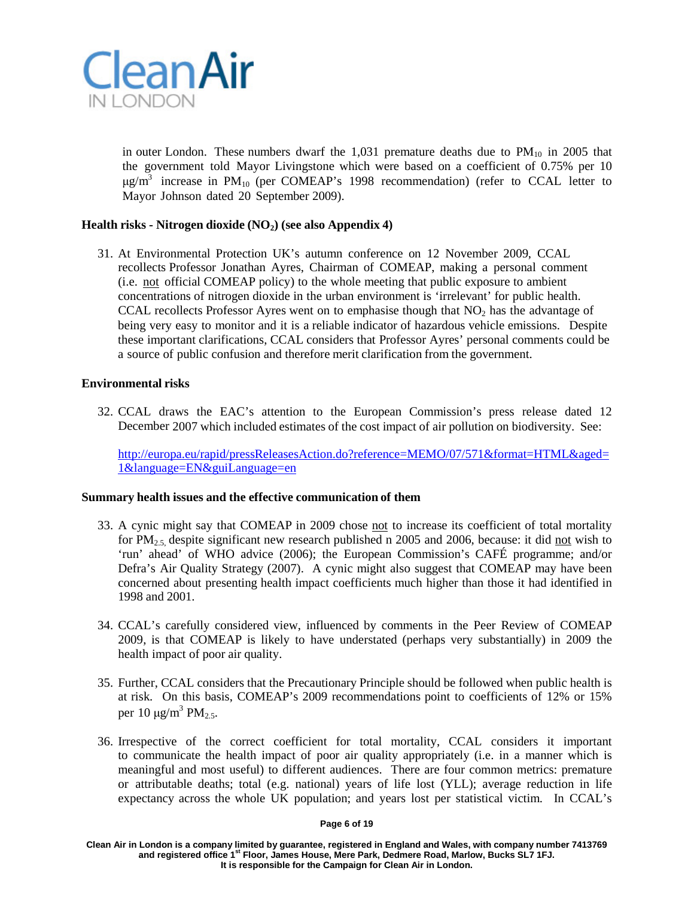in outer London. These numbers dwarf the 1,031 premature deaths due to $PM_{10}$ in 2005 that the government told Mayor Livingstone which were based on a coefficient of 0.75% per 10 $\mu g/m^3$ increase in $PM_{10}$ (per COMEAP's 1998 recommendation) (refer to CCAL letter to Mayor Johnson dated 20 September 2009).

**Health risks - Nitrogen dioxide ($NO_2$) (see also Appendix 4)**

31. At Environmental Protection UK's autumn conference on 12 November 2009, CCAL recollects Professor Jonathan Ayres, Chairman of COMEAP, making a personal comment (i.e. not official COMEAP policy) to the whole meeting that public exposure to ambient concentrations of nitrogen dioxide in the urban environment is 'irrelevant' for public health. CCAL recollects Professor Ayres went on to emphasise though that $NO_2$ has the advantage of being very easy to monitor and it is a reliable indicator of hazardous vehicle emissions. Despite these important clarifications, CCAL considers that Professor Ayres' personal comments could be a source of public confusion and therefore merit clarification from the government.

**Environmental risks**

32. CCAL draws the EAC's attention to the European Commission's press release dated 12 December 2007 which included estimates of the cost impact of air pollution on biodiversity. See:

    http://europa.eu/rapid/pressReleasesAction.do?reference=MEMO/07/571&format=HTML&aged=1&language=EN&guiLanguage=en

**Summary health issues and the effective communication of them**

33. A cynic might say that COMEAP in 2009 chose not to increase its coefficient of total mortality for $PM_{2.5,}$ despite significant new research published n 2005 and 2006, because: it did not wish to 'run' ahead' of WHO advice (2006); the European Commission's CAFÉ programme; and/or Defra's Air Quality Strategy (2007). A cynic might also suggest that COMEAP may have been concerned about presenting health impact coefficients much higher than those it had identified in 1998 and 2001.

34. CCAL's carefully considered view, influenced by comments in the Peer Review of COMEAP 2009, is that COMEAP is likely to have understated (perhaps very substantially) in 2009 the health impact of poor air quality.

35. Further, CCAL considers that the Precautionary Principle should be followed when public health is at risk. On this basis, COMEAP's 2009 recommendations point to coefficients of 12% or 15% per 10 $\mu g/m^3$ $PM_{2.5}$.

36. Irrespective of the correct coefficient for total mortality, CCAL considers it important to communicate the health impact of poor air quality appropriately (i.e. in a manner which is meaningful and most useful) to different audiences. There are four common metrics: premature or attributable deaths; total (e.g. national) years of life lost (YLL); average reduction in life expectancy across the whole UK population; and years lost per statistical victim. In CCAL's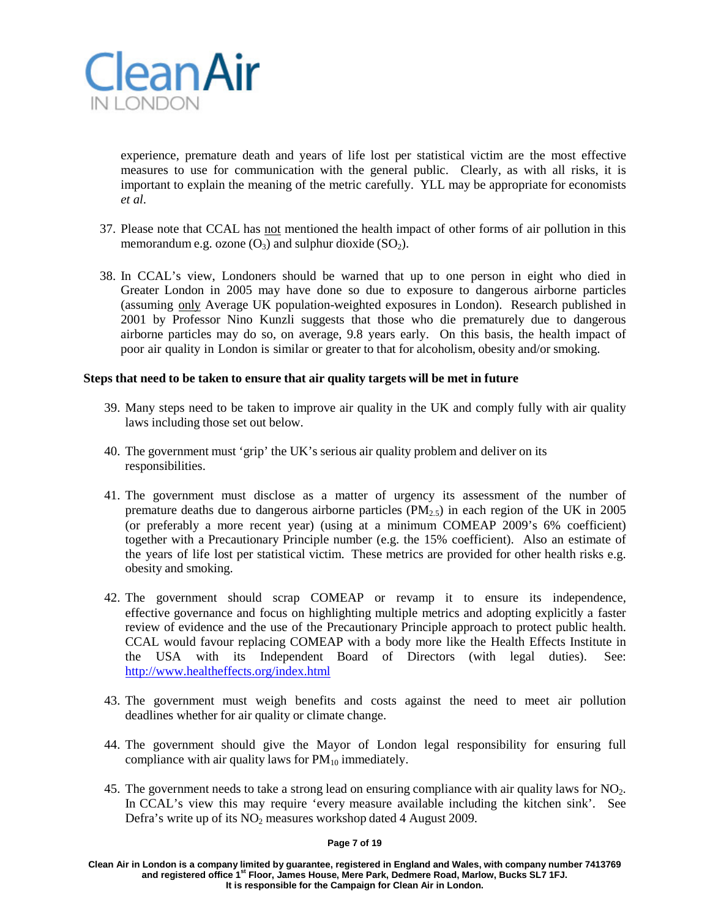experience, premature death and years of life lost per statistical victim are the most effective measures to use for communication with the general public. Clearly, as with all risks, it is important to explain the meaning of the metric carefully. YLL may be appropriate for economists *et al*.

37. Please note that CCAL has not mentioned the health impact of other forms of air pollution in this memorandum e.g. ozone ($O_3$) and sulphur dioxide ($SO_2$).

38. In CCAL's view, Londoners should be warned that up to one person in eight who died in Greater London in 2005 may have done so due to exposure to dangerous airborne particles (assuming only Average UK population-weighted exposures in London). Research published in 2001 by Professor Nino Kunzli suggests that those who die prematurely due to dangerous airborne particles may do so, on average, 9.8 years early. On this basis, the health impact of poor air quality in London is similar or greater to that for alcoholism, obesity and/or smoking.

**Steps that need to be taken to ensure that air quality targets will be met in future**

39. Many steps need to be taken to improve air quality in the UK and comply fully with air quality laws including those set out below.

40. The government must 'grip' the UK's serious air quality problem and deliver on its responsibilities.

41. The government must disclose as a matter of urgency its assessment of the number of premature deaths due to dangerous airborne particles ($PM_{2.5}$) in each region of the UK in 2005 (or preferably a more recent year) (using at a minimum COMEAP 2009's 6% coefficient) together with a Precautionary Principle number (e.g. the 15% coefficient). Also an estimate of the years of life lost per statistical victim. These metrics are provided for other health risks e.g. obesity and smoking.

42. The government should scrap COMEAP or revamp it to ensure its independence, effective governance and focus on highlighting multiple metrics and adopting explicitly a faster review of evidence and the use of the Precautionary Principle approach to protect public health. CCAL would favour replacing COMEAP with a body more like the Health Effects Institute in the USA with its Independent Board of Directors (with legal duties). See: http://www.healtheffects.org/index.html

43. The government must weigh benefits and costs against the need to meet air pollution deadlines whether for air quality or climate change.

44. The government should give the Mayor of London legal responsibility for ensuring full compliance with air quality laws for $PM_{10}$ immediately.

45. The government needs to take a strong lead on ensuring compliance with air quality laws for $NO_2$. In CCAL's view this may require 'every measure available including the kitchen sink'. See Defra's write up of its $NO_2$ measures workshop dated 4 August 2009.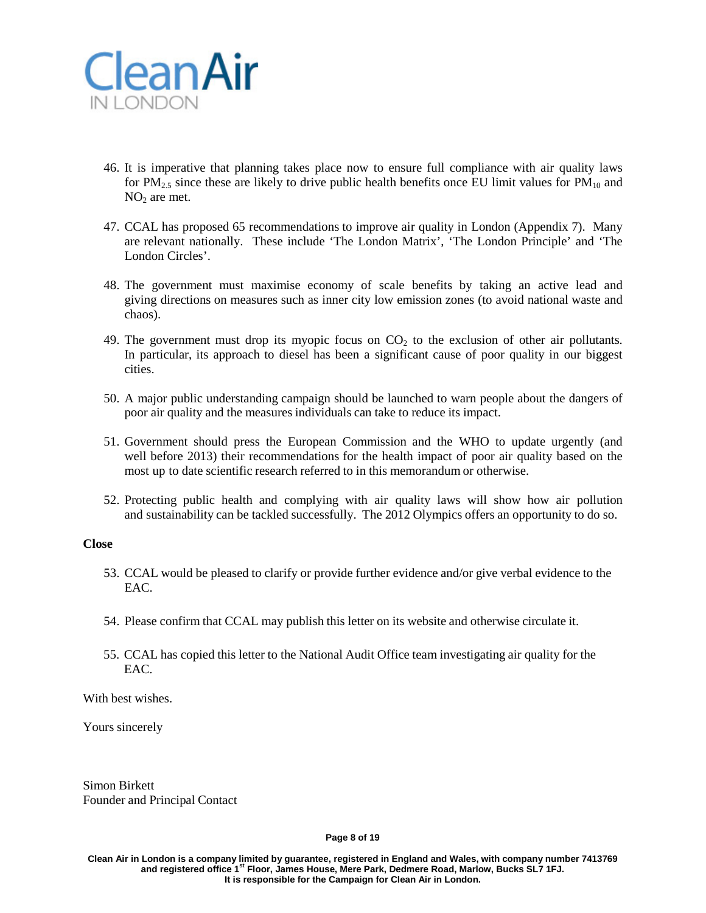46. It is imperative that planning takes place now to ensure full compliance with air quality laws for $PM_{2.5}$ since these are likely to drive public health benefits once EU limit values for $PM_{10}$ and $NO_2$ are met.

47. CCAL has proposed 65 recommendations to improve air quality in London (Appendix 7). Many are relevant nationally. These include 'The London Matrix', 'The London Principle' and 'The London Circles'.

48. The government must maximise economy of scale benefits by taking an active lead and giving directions on measures such as inner city low emission zones (to avoid national waste and chaos).

49. The government must drop its myopic focus on $CO_2$ to the exclusion of other air pollutants. In particular, its approach to diesel has been a significant cause of poor quality in our biggest cities.

50. A major public understanding campaign should be launched to warn people about the dangers of poor air quality and the measures individuals can take to reduce its impact.

51. Government should press the European Commission and the WHO to update urgently (and well before 2013) their recommendations for the health impact of poor air quality based on the most up to date scientific research referred to in this memorandum or otherwise.

52. Protecting public health and complying with air quality laws will show how air pollution and sustainability can be tackled successfully. The 2012 Olympics offers an opportunity to do so.

**Close**

53. CCAL would be pleased to clarify or provide further evidence and/or give verbal evidence to the EAC.

54. Please confirm that CCAL may publish this letter on its website and otherwise circulate it.

55. CCAL has copied this letter to the National Audit Office team investigating air quality for the EAC.

With best wishes.

Yours sincerely

Simon Birkett
Founder and Principal Contact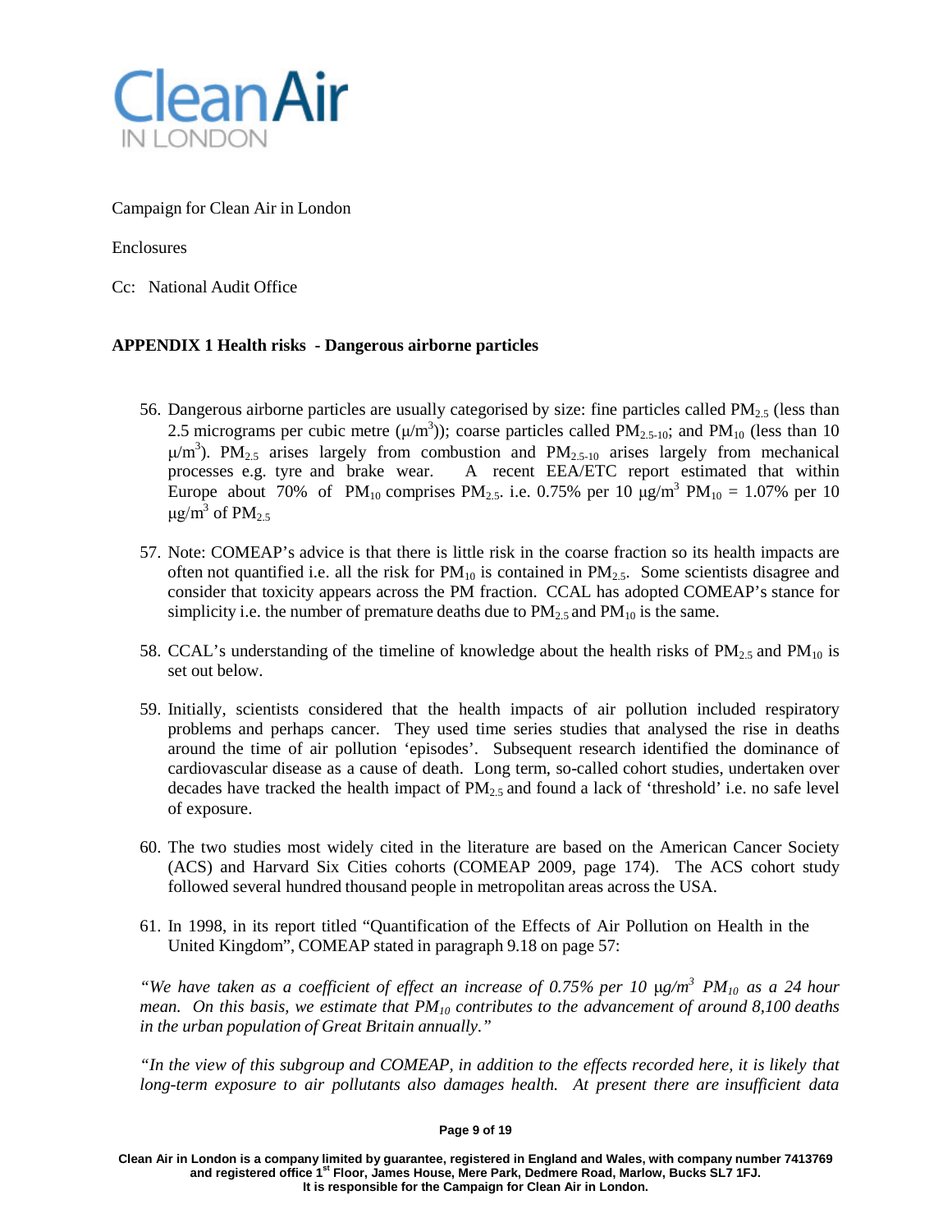Campaign for Clean Air in London

Enclosures

Cc: National Audit Office

**APPENDIX 1 Health risks - Dangerous airborne particles**

56. Dangerous airborne particles are usually categorised by size: fine particles called $PM_{2.5}$ (less than 2.5 micrograms per cubic metre ($\mu/m^3$)); coarse particles called $PM_{2.5\text{-}10}$; and $PM_{10}$ (less than 10 $\mu/m^3$). $PM_{2.5}$ arises largely from combustion and $PM_{2.5\text{-}10}$ arises largely from mechanical processes e.g. tyre and brake wear. A recent EEA/ETC report estimated that within Europe about 70% of $PM_{10}$ comprises $PM_{2.5}$. i.e. 0.75% per 10 $\mu g/m^3$ $PM_{10}$ = 1.07% per 10 $\mu g/m^3$ of $PM_{2.5}$

57. Note: COMEAP's advice is that there is little risk in the coarse fraction so its health impacts are often not quantified i.e. all the risk for $PM_{10}$ is contained in $PM_{2.5}$. Some scientists disagree and consider that toxicity appears across the PM fraction. CCAL has adopted COMEAP's stance for simplicity i.e. the number of premature deaths due to $PM_{2.5}$ and $PM_{10}$ is the same.

58. CCAL's understanding of the timeline of knowledge about the health risks of $PM_{2.5}$ and $PM_{10}$ is set out below.

59. Initially, scientists considered that the health impacts of air pollution included respiratory problems and perhaps cancer. They used time series studies that analysed the rise in deaths around the time of air pollution 'episodes'. Subsequent research identified the dominance of cardiovascular disease as a cause of death. Long term, so-called cohort studies, undertaken over decades have tracked the health impact of $PM_{2.5}$ and found a lack of 'threshold' i.e. no safe level of exposure.

60. The two studies most widely cited in the literature are based on the American Cancer Society (ACS) and Harvard Six Cities cohorts (COMEAP 2009, page 174). The ACS cohort study followed several hundred thousand people in metropolitan areas across the USA.

61. In 1998, in its report titled "Quantification of the Effects of Air Pollution on Health in the United Kingdom", COMEAP stated in paragraph 9.18 on page 57:

*"We have taken as a coefficient of effect an increase of 0.75% per 10 $\mu g/m^3$ $PM_{10}$ as a 24 hour mean. On this basis, we estimate that $PM_{10}$ contributes to the advancement of around 8,100 deaths in the urban population of Great Britain annually."*

*"In the view of this subgroup and COMEAP, in addition to the effects recorded here, it is likely that long-term exposure to air pollutants also damages health. At present there are insufficient data*

**Clean Air in London is a company limited by guarantee, registered in England and Wales, with company number 7413769 and registered office 1st Floor, James House, Mere Park, Dedmere Road, Marlow, Bucks SL7 1FJ. It is responsible for the Campaign for Clean Air in London.**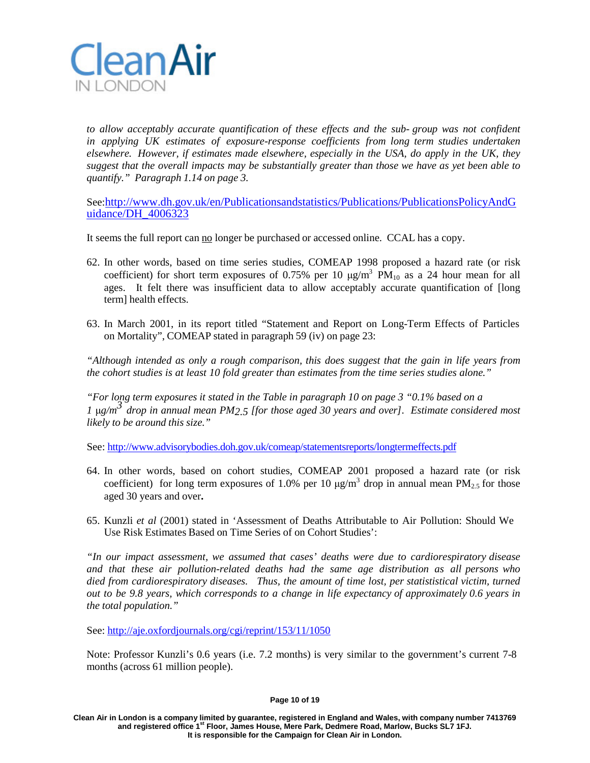*to allow acceptably accurate quantification of these effects and the sub- group was not confident in applying UK estimates of exposure-response coefficients from long term studies undertaken elsewhere. However, if estimates made elsewhere, especially in the USA, do apply in the UK, they suggest that the overall impacts may be substantially greater than those we have as yet been able to quantify." Paragraph 1.14 on page 3.*

See:[http://www.dh.gov.uk/en/Publicationsandstatistics/Publications/PublicationsPolicyAndGuidance/DH_4006323](http://www.dh.gov.uk/en/Publicationsandstatistics/Publications/PublicationsPolicyAndGuidance/DH_4006323)

It seems the full report can no longer be purchased or accessed online. CCAL has a copy.

62. In other words, based on time series studies, COMEAP 1998 proposed a hazard rate (or risk coefficient) for short term exposures of 0.75% per 10 μg/m$^3$ $PM_{10}$ as a 24 hour mean for all ages. It felt there was insufficient data to allow acceptably accurate quantification of [long term] health effects.

63. In March 2001, in its report titled "Statement and Report on Long-Term Effects of Particles on Mortality", COMEAP stated in paragraph 59 (iv) on page 23:

*"Although intended as only a rough comparison, this does suggest that the gain in life years from the cohort studies is at least 10 fold greater than estimates from the time series studies alone."*

*"For long term exposures it stated in the Table in paragraph 10 on page 3 "0.1% based on a 1 μg/m$^3$ drop in annual mean $PM_{2.5}$ [for those aged 30 years and over]. Estimate considered most likely to be around this size."*

See: [http://www.advisorybodies.doh.gov.uk/comeap/statementsreports/longtermeffects.pdf](http://www.advisorybodies.doh.gov.uk/comeap/statementsreports/longtermeffects.pdf)

64. In other words, based on cohort studies, COMEAP 2001 proposed a hazard rate (or risk coefficient) for long term exposures of 1.0% per 10 μg/m$^3$ drop in annual mean $PM_{2.5}$ for those aged 30 years and over**.**

65. Kunzli *et al* (2001) stated in 'Assessment of Deaths Attributable to Air Pollution: Should We Use Risk Estimates Based on Time Series of on Cohort Studies':

*"In our impact assessment, we assumed that cases' deaths were due to cardiorespiratory disease and that these air pollution-related deaths had the same age distribution as all persons who died from cardiorespiratory diseases. Thus, the amount of time lost, per statistical victim, turned out to be 9.8 years, which corresponds to a change in life expectancy of approximately 0.6 years in the total population."*

See: [http://aje.oxfordjournals.org/cgi/reprint/153/11/1050](http://aje.oxfordjournals.org/cgi/reprint/153/11/1050)

Note: Professor Kunzli's 0.6 years (i.e. 7.2 months) is very similar to the government's current 7-8 months (across 61 million people).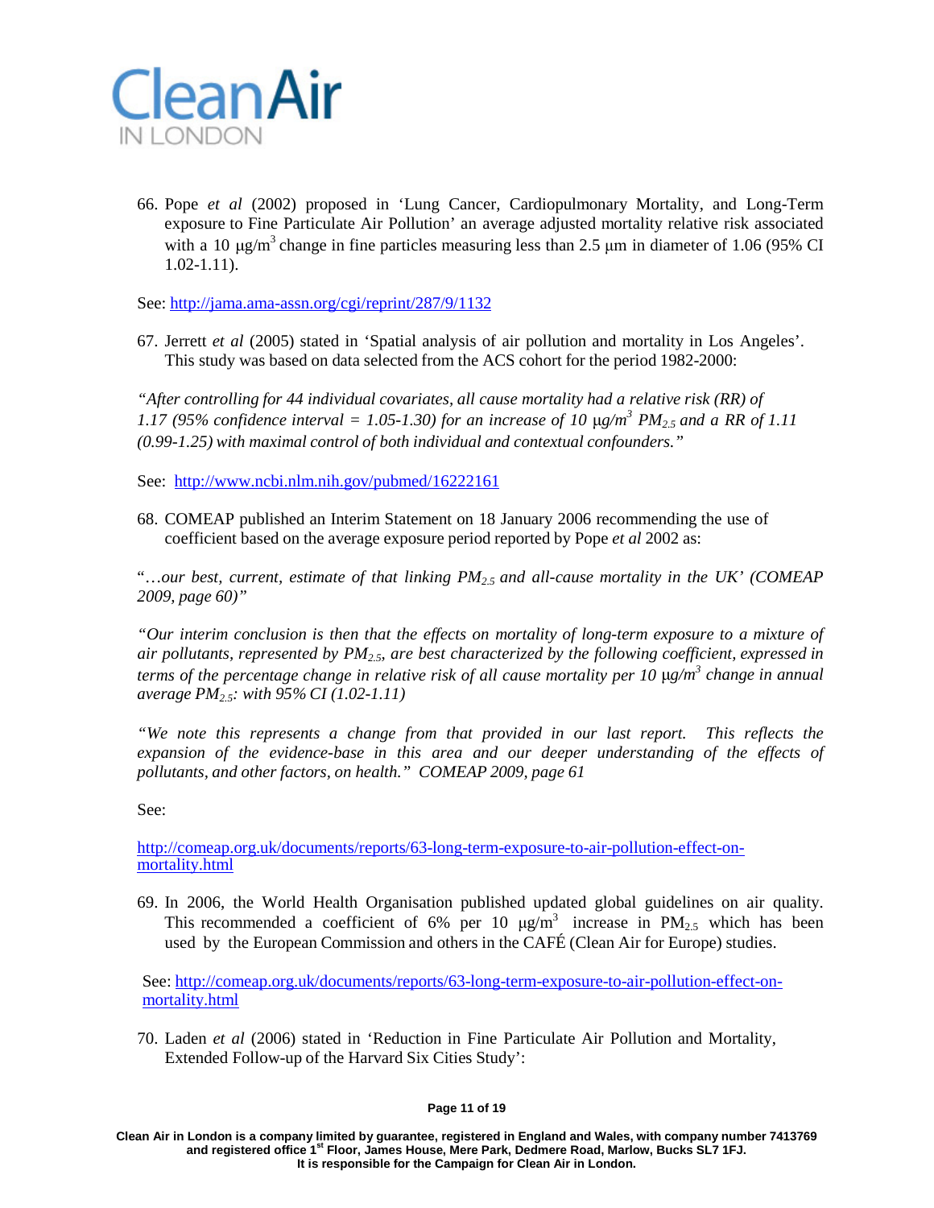66. Pope *et al* (2002) proposed in 'Lung Cancer, Cardiopulmonary Mortality, and Long-Term exposure to Fine Particulate Air Pollution' an average adjusted mortality relative risk associated with a 10 $\mu g/m^3$ change in fine particles measuring less than 2.5 μm in diameter of 1.06 (95% CI 1.02-1.11).

See: http://jama.ama-assn.org/cgi/reprint/287/9/1132

67. Jerrett *et al* (2005) stated in 'Spatial analysis of air pollution and mortality in Los Angeles'. This study was based on data selected from the ACS cohort for the period 1982-2000:

*"After controlling for 44 individual covariates, all cause mortality had a relative risk (RR) of 1.17 (95% confidence interval = 1.05-1.30) for an increase of 10 $\mu g/m^3$ $PM_{2.5}$ and a RR of 1.11 (0.99-1.25) with maximal control of both individual and contextual confounders."*

See: http://www.ncbi.nlm.nih.gov/pubmed/16222161

68. COMEAP published an Interim Statement on 18 January 2006 recommending the use of coefficient based on the average exposure period reported by Pope *et al* 2002 as:

"*…our best, current, estimate of that linking $PM_{2.5}$ and all-cause mortality in the UK' (COMEAP 2009, page 60)"*

*"Our interim conclusion is then that the effects on mortality of long-term exposure to a mixture of air pollutants, represented by $PM_{2.5}$, are best characterized by the following coefficient, expressed in terms of the percentage change in relative risk of all cause mortality per 10 $\mu g/m^3$ change in annual average $PM_{2.5}$: with 95% CI (1.02-1.11)*

*"We note this represents a change from that provided in our last report. This reflects the expansion of the evidence-base in this area and our deeper understanding of the effects of pollutants, and other factors, on health." COMEAP 2009, page 61*

See:

http://comeap.org.uk/documents/reports/63-long-term-exposure-to-air-pollution-effect-on-mortality.html

69. In 2006, the World Health Organisation published updated global guidelines on air quality. This recommended a coefficient of 6% per 10 $\mu g/m^3$ increase in $PM_{2.5}$ which has been used by the European Commission and others in the CAFÉ (Clean Air for Europe) studies.

See: http://comeap.org.uk/documents/reports/63-long-term-exposure-to-air-pollution-effect-on-mortality.html

70. Laden *et al* (2006) stated in 'Reduction in Fine Particulate Air Pollution and Mortality, Extended Follow-up of the Harvard Six Cities Study':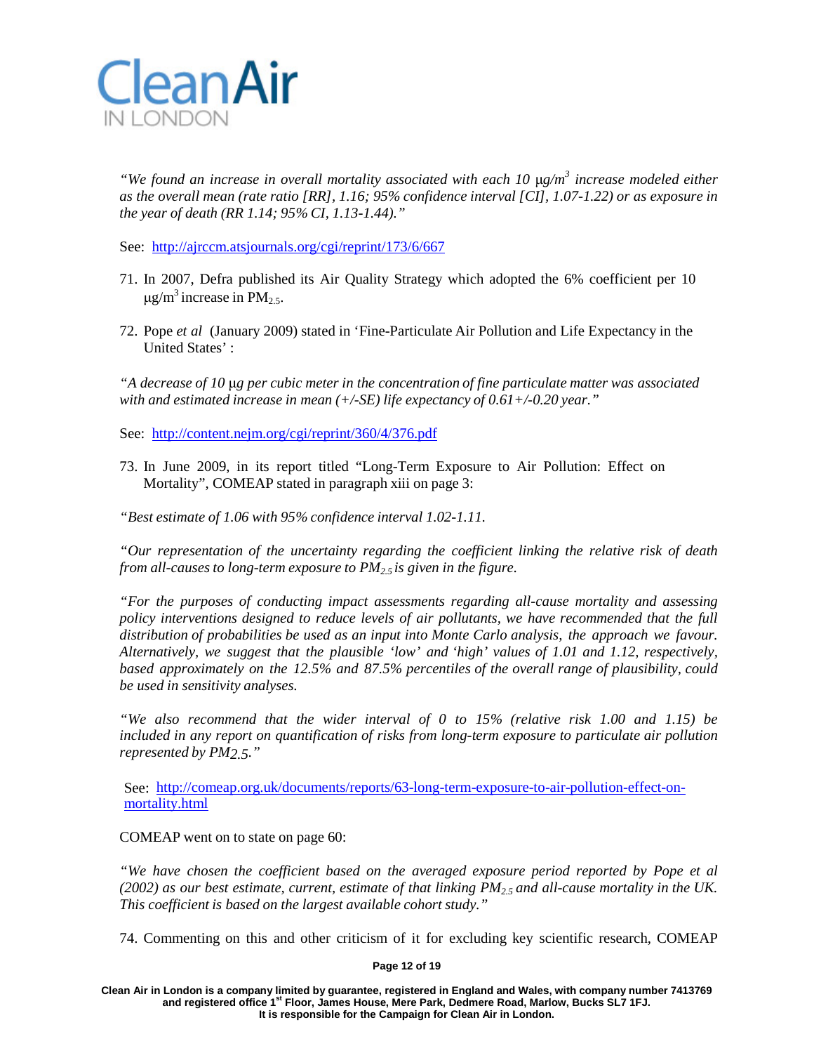*"We found an increase in overall mortality associated with each 10 μg/m³ increase modeled either as the overall mean (rate ratio [RR], 1.16; 95% confidence interval [CI], 1.07-1.22) or as exposure in the year of death (RR 1.14; 95% CI, 1.13-1.44)."*

See: http://ajrccm.atsjournals.org/cgi/reprint/173/6/667

71. In 2007, Defra published its Air Quality Strategy which adopted the 6% coefficient per 10 μg/m³ increase in $PM_{2.5}$.

72. Pope *et al* (January 2009) stated in 'Fine-Particulate Air Pollution and Life Expectancy in the United States' :

*"A decrease of 10 μg per cubic meter in the concentration of fine particulate matter was associated with and estimated increase in mean (+/-SE) life expectancy of 0.61+/-0.20 year."*

See: http://content.nejm.org/cgi/reprint/360/4/376.pdf

73. In June 2009, in its report titled "Long-Term Exposure to Air Pollution: Effect on Mortality", COMEAP stated in paragraph xiii on page 3:

*"Best estimate of 1.06 with 95% confidence interval 1.02-1.11.*

*"Our representation of the uncertainty regarding the coefficient linking the relative risk of death from all-causes to long-term exposure to $PM_{2.5}$ is given in the figure.*

*"For the purposes of conducting impact assessments regarding all-cause mortality and assessing policy interventions designed to reduce levels of air pollutants, we have recommended that the full distribution of probabilities be used as an input into Monte Carlo analysis, the approach we favour. Alternatively, we suggest that the plausible 'low' and 'high' values of 1.01 and 1.12, respectively, based approximately on the 12.5% and 87.5% percentiles of the overall range of plausibility, could be used in sensitivity analyses.*

*"We also recommend that the wider interval of 0 to 15% (relative risk 1.00 and 1.15) be included in any report on quantification of risks from long-term exposure to particulate air pollution represented by $PM_{2.5}$."*

See: http://comeap.org.uk/documents/reports/63-long-term-exposure-to-air-pollution-effect-on-mortality.html

COMEAP went on to state on page 60:

*"We have chosen the coefficient based on the averaged exposure period reported by Pope et al (2002) as our best estimate, current, estimate of that linking $PM_{2.5}$ and all-cause mortality in the UK. This coefficient is based on the largest available cohort study."*

74. Commenting on this and other criticism of it for excluding key scientific research, COMEAP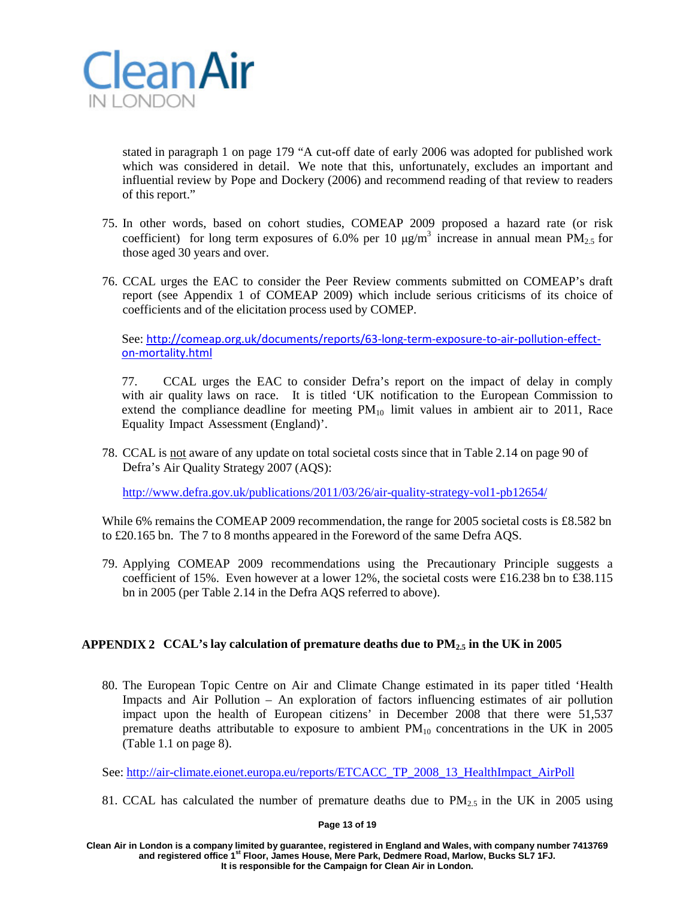stated in paragraph 1 on page 179 "A cut-off date of early 2006 was adopted for published work which was considered in detail. We note that this, unfortunately, excludes an important and influential review by Pope and Dockery (2006) and recommend reading of that review to readers of this report."

75. In other words, based on cohort studies, COMEAP 2009 proposed a hazard rate (or risk coefficient) for long term exposures of 6.0% per 10 $\mu g/m^3$ increase in annual mean $PM_{2.5}$ for those aged 30 years and over.

76. CCAL urges the EAC to consider the Peer Review comments submitted on COMEAP's draft report (see Appendix 1 of COMEAP 2009) which include serious criticisms of its choice of coefficients and of the elicitation process used by COMEP.

    See: http://comeap.org.uk/documents/reports/63-long-term-exposure-to-air-pollution-effect-on-mortality.html

77. CCAL urges the EAC to consider Defra's report on the impact of delay in comply with air quality laws on race. It is titled 'UK notification to the European Commission to extend the compliance deadline for meeting $PM_{10}$ limit values in ambient air to 2011, Race Equality Impact Assessment (England)'.

78. CCAL is <u>not</u> aware of any update on total societal costs since that in Table 2.14 on page 90 of Defra's Air Quality Strategy 2007 (AQS):

    http://www.defra.gov.uk/publications/2011/03/26/air-quality-strategy-vol1-pb12654/

While 6% remains the COMEAP 2009 recommendation, the range for 2005 societal costs is £8.582 bn to £20.165 bn. The 7 to 8 months appeared in the Foreword of the same Defra AQS.

79. Applying COMEAP 2009 recommendations using the Precautionary Principle suggests a coefficient of 15%. Even however at a lower 12%, the societal costs were £16.238 bn to £38.115 bn in 2005 (per Table 2.14 in the Defra AQS referred to above).

## APPENDIX 2 CCAL's lay calculation of premature deaths due to $PM_{2.5}$ in the UK in 2005

80. The European Topic Centre on Air and Climate Change estimated in its paper titled 'Health Impacts and Air Pollution – An exploration of factors influencing estimates of air pollution impact upon the health of European citizens' in December 2008 that there were 51,537 premature deaths attributable to exposure to ambient $PM_{10}$ concentrations in the UK in 2005 (Table 1.1 on page 8).

See: http://air-climate.eionet.europa.eu/reports/ETCACC_TP_2008_13_HealthImpact_AirPoll

81. CCAL has calculated the number of premature deaths due to $PM_{2.5}$ in the UK in 2005 using

Clean Air in London is a company limited by guarantee, registered in England and Wales, with company number 7413769 and registered office 1st Floor, James House, Mere Park, Dedmere Road, Marlow, Bucks SL7 1FJ. It is responsible for the Campaign for Clean Air in London.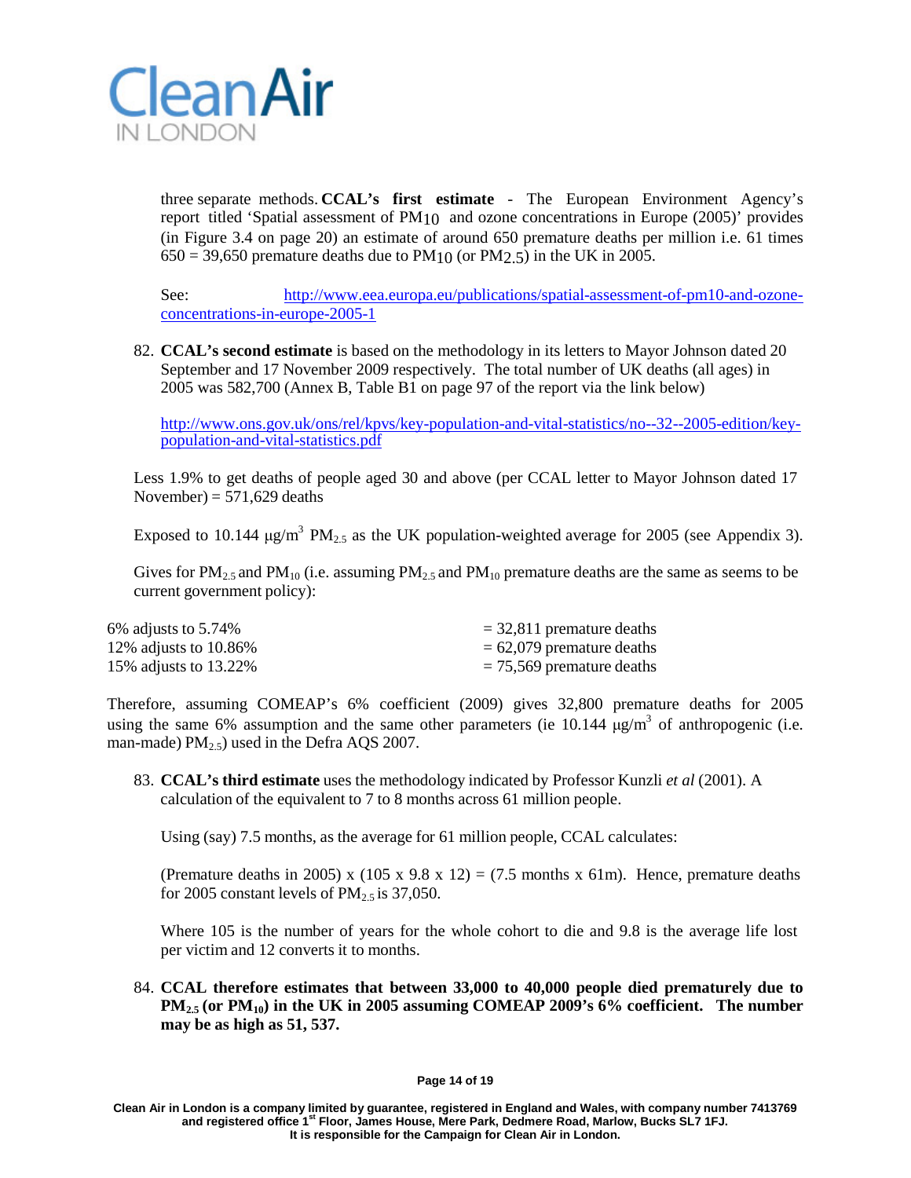three separate methods. **CCAL's first estimate** - The European Environment Agency's report titled 'Spatial assessment of $PM_{10}$ and ozone concentrations in Europe (2005)' provides (in Figure 3.4 on page 20) an estimate of around 650 premature deaths per million i.e. 61 times 650 = 39,650 premature deaths due to $PM_{10}$ (or $PM_{2.5}$) in the UK in 2005.

See: http://www.eea.europa.eu/publications/spatial-assessment-of-pm10-and-ozone-concentrations-in-europe-2005-1

82. **CCAL's second estimate** is based on the methodology in its letters to Mayor Johnson dated 20 September and 17 November 2009 respectively. The total number of UK deaths (all ages) in 2005 was 582,700 (Annex B, Table B1 on page 97 of the report via the link below)

    http://www.ons.gov.uk/ons/rel/kpvs/key-population-and-vital-statistics/no--32--2005-edition/key-population-and-vital-statistics.pdf

Less 1.9% to get deaths of people aged 30 and above (per CCAL letter to Mayor Johnson dated 17 November) = 571,629 deaths

Exposed to 10.144 $\mu g/m^3$ $PM_{2.5}$ as the UK population-weighted average for 2005 (see Appendix 3).

Gives for $PM_{2.5}$ and $PM_{10}$ (i.e. assuming $PM_{2.5}$ and $PM_{10}$ premature deaths are the same as seems to be current government policy):

| | |
|---|---|
| 6% adjusts to 5.74% | = 32,811 premature deaths |
| 12% adjusts to 10.86% | = 62,079 premature deaths |
| 15% adjusts to 13.22% | = 75,569 premature deaths |

Therefore, assuming COMEAP's 6% coefficient (2009) gives 32,800 premature deaths for 2005 using the same 6% assumption and the same other parameters (ie 10.144 $\mu g/m^3$ of anthropogenic (i.e. man-made) $PM_{2.5}$) used in the Defra AQS 2007.

83. **CCAL's third estimate** uses the methodology indicated by Professor Kunzli *et al* (2001). A calculation of the equivalent to 7 to 8 months across 61 million people.

    Using (say) 7.5 months, as the average for 61 million people, CCAL calculates:

    (Premature deaths in 2005) x (105 x 9.8 x 12) = (7.5 months x 61m). Hence, premature deaths for 2005 constant levels of $PM_{2.5}$ is 37,050.

    Where 105 is the number of years for the whole cohort to die and 9.8 is the average life lost per victim and 12 converts it to months.

84. **CCAL therefore estimates that between 33,000 to 40,000 people died prematurely due to $PM_{2.5}$ (or $PM_{10}$) in the UK in 2005 assuming COMEAP 2009's 6% coefficient. The number may be as high as 51, 537.**

Clean Air in London is a company limited by guarantee, registered in England and Wales, with company number 7413769 and registered office 1st Floor, James House, Mere Park, Dedmere Road, Marlow, Bucks SL7 1FJ. It is responsible for the Campaign for Clean Air in London.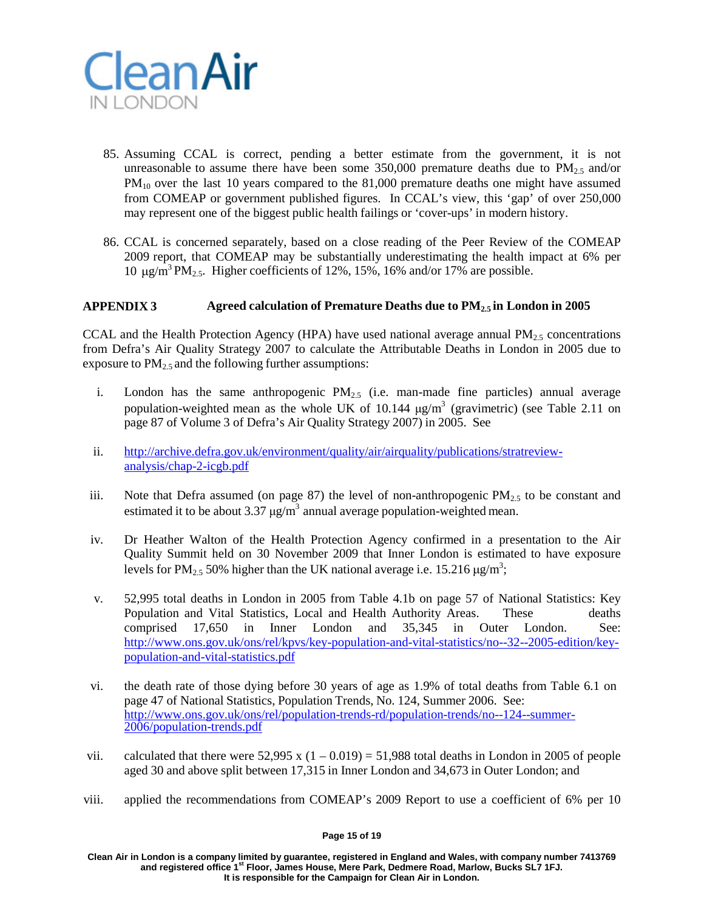85. Assuming CCAL is correct, pending a better estimate from the government, it is not unreasonable to assume there have been some 350,000 premature deaths due to $PM_{2.5}$ and/or $PM_{10}$ over the last 10 years compared to the 81,000 premature deaths one might have assumed from COMEAP or government published figures. In CCAL's view, this 'gap' of over 250,000 may represent one of the biggest public health failings or 'cover-ups' in modern history.

86. CCAL is concerned separately, based on a close reading of the Peer Review of the COMEAP 2009 report, that COMEAP may be substantially underestimating the health impact at 6% per 10 $\mu g/m^3$ $PM_{2.5}$. Higher coefficients of 12%, 15%, 16% and/or 17% are possible.

## APPENDIX 3 Agreed calculation of Premature Deaths due to $PM_{2.5}$ in London in 2005

CCAL and the Health Protection Agency (HPA) have used national average annual $PM_{2.5}$ concentrations from Defra's Air Quality Strategy 2007 to calculate the Attributable Deaths in London in 2005 due to exposure to $PM_{2.5}$ and the following further assumptions:

i. London has the same anthropogenic $PM_{2.5}$ (i.e. man-made fine particles) annual average population-weighted mean as the whole UK of 10.144 $\mu g/m^3$ (gravimetric) (see Table 2.11 on page 87 of Volume 3 of Defra's Air Quality Strategy 2007) in 2005. See

ii. http://archive.defra.gov.uk/environment/quality/air/airquality/publications/stratreview-analysis/chap-2-icgb.pdf

iii. Note that Defra assumed (on page 87) the level of non-anthropogenic $PM_{2.5}$ to be constant and estimated it to be about 3.37 $\mu g/m^3$ annual average population-weighted mean.

iv. Dr Heather Walton of the Health Protection Agency confirmed in a presentation to the Air Quality Summit held on 30 November 2009 that Inner London is estimated to have exposure levels for $PM_{2.5}$ 50% higher than the UK national average i.e. 15.216 $\mu g/m^3$;

v. 52,995 total deaths in London in 2005 from Table 4.1b on page 57 of National Statistics: Key Population and Vital Statistics, Local and Health Authority Areas. These deaths comprised 17,650 in Inner London and 35,345 in Outer London. See: http://www.ons.gov.uk/ons/rel/kpvs/key-population-and-vital-statistics/no--32--2005-edition/key-population-and-vital-statistics.pdf

vi. the death rate of those dying before 30 years of age as 1.9% of total deaths from Table 6.1 on page 47 of National Statistics, Population Trends, No. 124, Summer 2006. See: http://www.ons.gov.uk/ons/rel/population-trends-rd/population-trends/no--124--summer-2006/population-trends.pdf

vii. calculated that there were 52,995 x (1 – 0.019) = 51,988 total deaths in London in 2005 of people aged 30 and above split between 17,315 in Inner London and 34,673 in Outer London; and

viii. applied the recommendations from COMEAP's 2009 Report to use a coefficient of 6% per 10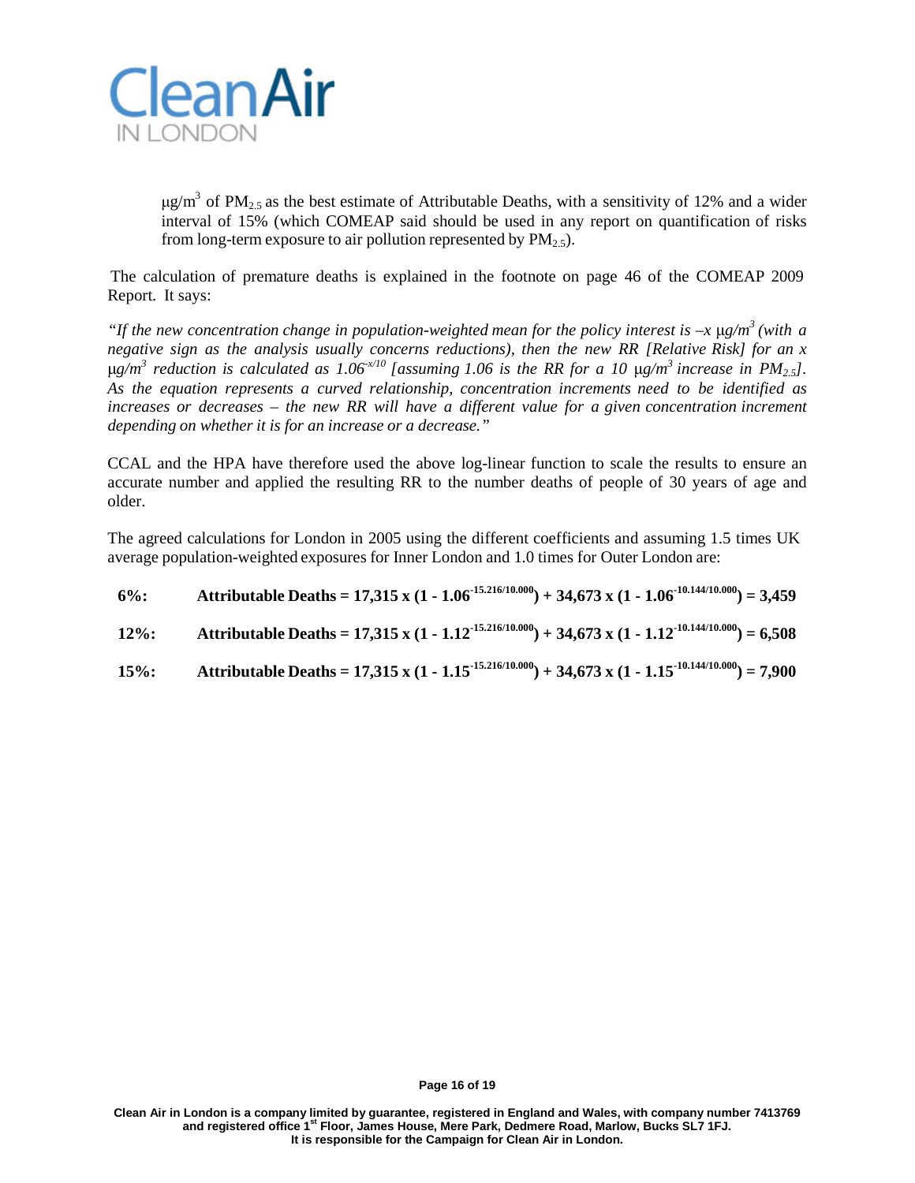$\mu g/m^3$ of $PM_{2.5}$ as the best estimate of Attributable Deaths, with a sensitivity of 12% and a wider interval of 15% (which COMEAP said should be used in any report on quantification of risks from long-term exposure to air pollution represented by $PM_{2.5}$).

The calculation of premature deaths is explained in the footnote on page 46 of the COMEAP 2009 Report. It says:

*"If the new concentration change in population-weighted mean for the policy interest is $-x$ $\mu g/m^3$ (with a negative sign as the analysis usually concerns reductions), then the new RR [Relative Risk] for an $x$ $\mu g/m^3$ reduction is calculated as $1.06^{-x/10}$ [assuming 1.06 is the RR for a 10 $\mu g/m^3$ increase in $PM_{2.5}$]. As the equation represents a curved relationship, concentration increments need to be identified as increases or decreases – the new RR will have a different value for a given concentration increment depending on whether it is for an increase or a decrease."*

CCAL and the HPA have therefore used the above log-linear function to scale the results to ensure an accurate number and applied the resulting RR to the number deaths of people of 30 years of age and older.

The agreed calculations for London in 2005 using the different coefficients and assuming 1.5 times UK average population-weighted exposures for Inner London and 1.0 times for Outer London are:

**6%:** $\textbf{Attributable Deaths} = 17{,}315 \times (1 - 1.06^{-15.216/10.000}) + 34{,}673 \times (1 - 1.06^{-10.144/10.000}) = 3{,}459$

**12%:** $\textbf{Attributable Deaths} = 17{,}315 \times (1 - 1.12^{-15.216/10.000}) + 34{,}673 \times (1 - 1.12^{-10.144/10.000}) = 6{,}508$

**15%:** $\textbf{Attributable Deaths} = 17{,}315 \times (1 - 1.15^{-15.216/10.000}) + 34{,}673 \times (1 - 1.15^{-10.144/10.000}) = 7{,}900$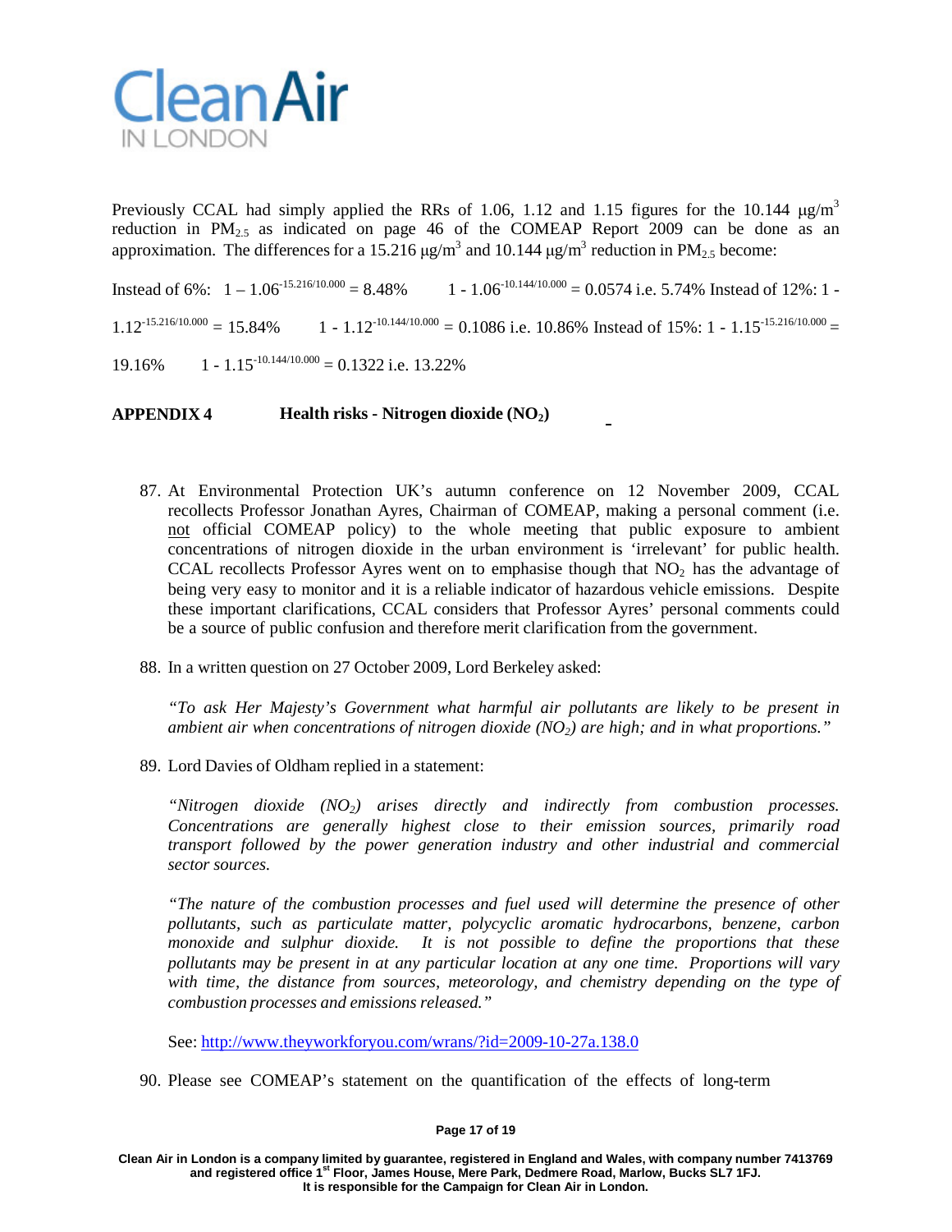Previously CCAL had simply applied the RRs of 1.06, 1.12 and 1.15 figures for the 10.144 μg/m$^3$ reduction in $PM_{2.5}$ as indicated on page 46 of the COMEAP Report 2009 can be done as an approximation. The differences for a 15.216 μg/m$^3$ and 10.144 μg/m$^3$ reduction in $PM_{2.5}$ become:

Instead of 6%: $1 - 1.06^{-15.216/10.000} = 8.48\%$ $\quad 1 - 1.06^{-10.144/10.000} = 0.0574$ i.e. 5.74% Instead of 12%: $1 - 1.12^{-15.216/10.000} = 15.84\%$ $\quad 1 - 1.12^{-10.144/10.000} = 0.1086$ i.e. 10.86% Instead of 15%: $1 - 1.15^{-15.216/10.000} = 19.16\%$ $\quad 1 - 1.15^{-10.144/10.000} = 0.1322$ i.e. 13.22%

## APPENDIX 4 Health risks - Nitrogen dioxide ($NO_2$)

87. At Environmental Protection UK's autumn conference on 12 November 2009, CCAL recollects Professor Jonathan Ayres, Chairman of COMEAP, making a personal comment (i.e. not official COMEAP policy) to the whole meeting that public exposure to ambient concentrations of nitrogen dioxide in the urban environment is 'irrelevant' for public health. CCAL recollects Professor Ayres went on to emphasise though that $NO_2$ has the advantage of being very easy to monitor and it is a reliable indicator of hazardous vehicle emissions. Despite these important clarifications, CCAL considers that Professor Ayres' personal comments could be a source of public confusion and therefore merit clarification from the government.

88. In a written question on 27 October 2009, Lord Berkeley asked:

    *"To ask Her Majesty's Government what harmful air pollutants are likely to be present in ambient air when concentrations of nitrogen dioxide ($NO_2$) are high; and in what proportions."*

89. Lord Davies of Oldham replied in a statement:

    *"Nitrogen dioxide ($NO_2$) arises directly and indirectly from combustion processes. Concentrations are generally highest close to their emission sources, primarily road transport followed by the power generation industry and other industrial and commercial sector sources.*

    *"The nature of the combustion processes and fuel used will determine the presence of other pollutants, such as particulate matter, polycyclic aromatic hydrocarbons, benzene, carbon monoxide and sulphur dioxide. It is not possible to define the proportions that these pollutants may be present in at any particular location at any one time. Proportions will vary with time, the distance from sources, meteorology, and chemistry depending on the type of combustion processes and emissions released."*

    See: http://www.theyworkforyou.com/wrans/?id=2009-10-27a.138.0

90. Please see COMEAP's statement on the quantification of the effects of long-term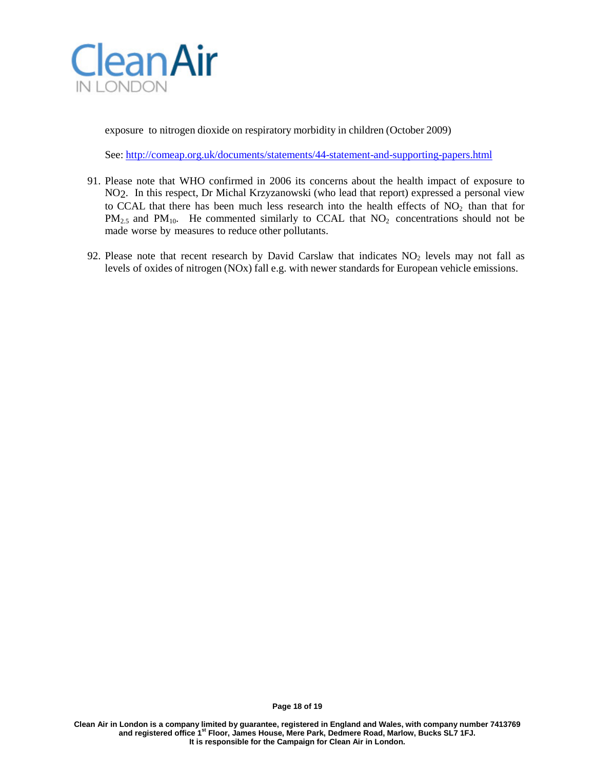exposure to nitrogen dioxide on respiratory morbidity in children (October 2009)

See: [http://comeap.org.uk/documents/statements/44-statement-and-supporting-papers.html](http://comeap.org.uk/documents/statements/44-statement-and-supporting-papers.html)

91. Please note that WHO confirmed in 2006 its concerns about the health impact of exposure to $NO_2$. In this respect, Dr Michal Krzyzanowski (who lead that report) expressed a personal view to CCAL that there has been much less research into the health effects of $NO_2$ than that for $PM_{2.5}$ and $PM_{10}$. He commented similarly to CCAL that $NO_2$ concentrations should not be made worse by measures to reduce other pollutants.

92. Please note that recent research by David Carslaw that indicates $NO_2$ levels may not fall as levels of oxides of nitrogen (NOx) fall e.g. with newer standards for European vehicle emissions.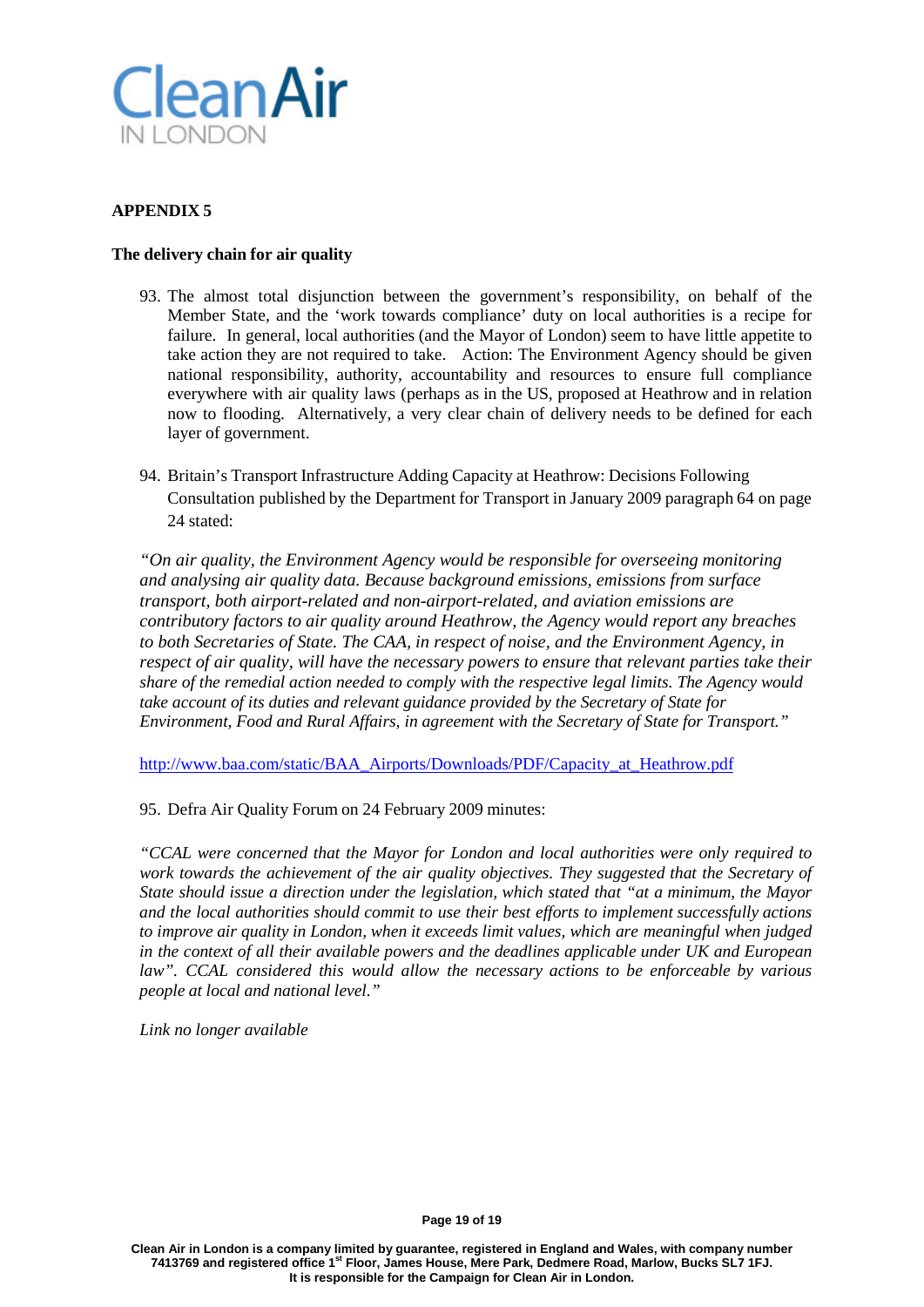Clean Air
IN LONDON

**APPENDIX 5**

**The delivery chain for air quality**

93. The almost total disjunction between the government's responsibility, on behalf of the Member State, and the 'work towards compliance' duty on local authorities is a recipe for failure. In general, local authorities (and the Mayor of London) seem to have little appetite to take action they are not required to take. Action: The Environment Agency should be given national responsibility, authority, accountability and resources to ensure full compliance everywhere with air quality laws (perhaps as in the US, proposed at Heathrow and in relation now to flooding. Alternatively, a very clear chain of delivery needs to be defined for each layer of government.

94. Britain's Transport Infrastructure Adding Capacity at Heathrow: Decisions Following Consultation published by the Department for Transport in January 2009 paragraph 64 on page 24 stated:

*"On air quality, the Environment Agency would be responsible for overseeing monitoring and analysing air quality data. Because background emissions, emissions from surface transport, both airport-related and non-airport-related, and aviation emissions are contributory factors to air quality around Heathrow, the Agency would report any breaches to both Secretaries of State. The CAA, in respect of noise, and the Environment Agency, in respect of air quality, will have the necessary powers to ensure that relevant parties take their share of the remedial action needed to comply with the respective legal limits. The Agency would take account of its duties and relevant guidance provided by the Secretary of State for Environment, Food and Rural Affairs, in agreement with the Secretary of State for Transport."*

http://www.baa.com/static/BAA_Airports/Downloads/PDF/Capacity_at_Heathrow.pdf

95. Defra Air Quality Forum on 24 February 2009 minutes:

*"CCAL were concerned that the Mayor for London and local authorities were only required to work towards the achievement of the air quality objectives. They suggested that the Secretary of State should issue a direction under the legislation, which stated that "at a minimum, the Mayor and the local authorities should commit to use their best efforts to implement successfully actions to improve air quality in London, when it exceeds limit values, which are meaningful when judged in the context of all their available powers and the deadlines applicable under UK and European law". CCAL considered this would allow the necessary actions to be enforceable by various people at local and national level."*

*Link no longer available*

**Clean Air in London is a company limited by guarantee, registered in England and Wales, with company number 7413769 and registered office 1st Floor, James House, Mere Park, Dedmere Road, Marlow, Bucks SL7 1FJ. It is responsible for the Campaign for Clean Air in London.**